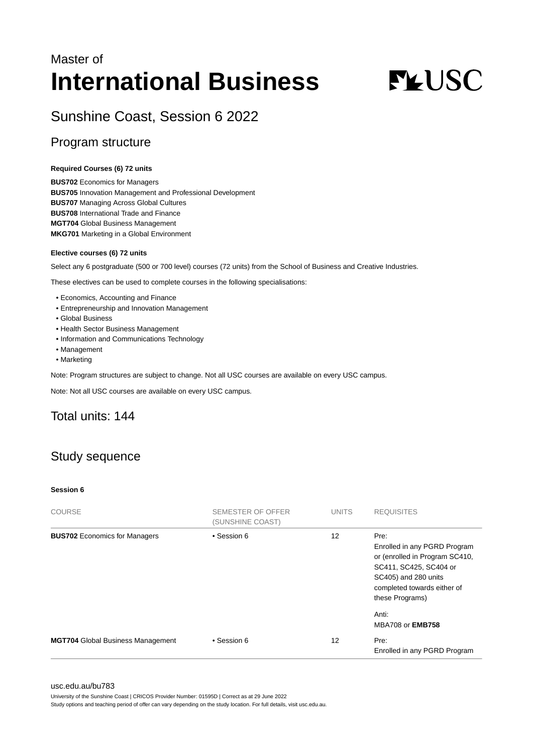Master of

# International Business

## Sunshine Coast, Session 6 2022

## Program structure

**Required Courses (6) 72 units**

**BUS702** Economics for Managers
**BUS705** Innovation Management and Professional Development
**BUS707** Managing Across Global Cultures
**BUS708** International Trade and Finance
**MGT704** Global Business Management
**MKG701** Marketing in a Global Environment

**Elective courses (6) 72 units**

Select any 6 postgraduate (500 or 700 level) courses (72 units) from the School of Business and Creative Industries.

These electives can be used to complete courses in the following specialisations:

- Economics, Accounting and Finance
- Entrepreneurship and Innovation Management
- Global Business
- Health Sector Business Management
- Information and Communications Technology
- Management
- Marketing

Note: Program structures are subject to change. Not all USC courses are available on every USC campus.

Note: Not all USC courses are available on every USC campus.

## Total units: 144

## Study sequence

**Session 6**

| COURSE | SEMESTER OF OFFER (SUNSHINE COAST) | UNITS | REQUISITES |
|---|---|---|---|
| **BUS702** Economics for Managers | • Session 6 | 12 | Pre: Enrolled in any PGRD Program or (enrolled in Program SC410, SC411, SC425, SC404 or SC405) and 280 units completed towards either of these Programs)<br><br>Anti: MBA708 or **EMB758** |
| **MGT704** Global Business Management | • Session 6 | 12 | Pre: Enrolled in any PGRD Program |

usc.edu.au/bu783
University of the Sunshine Coast | CRICOS Provider Number: 01595D | Correct as at 29 June 2022
Study options and teaching period of offer can vary depending on the study location. For full details, visit usc.edu.au.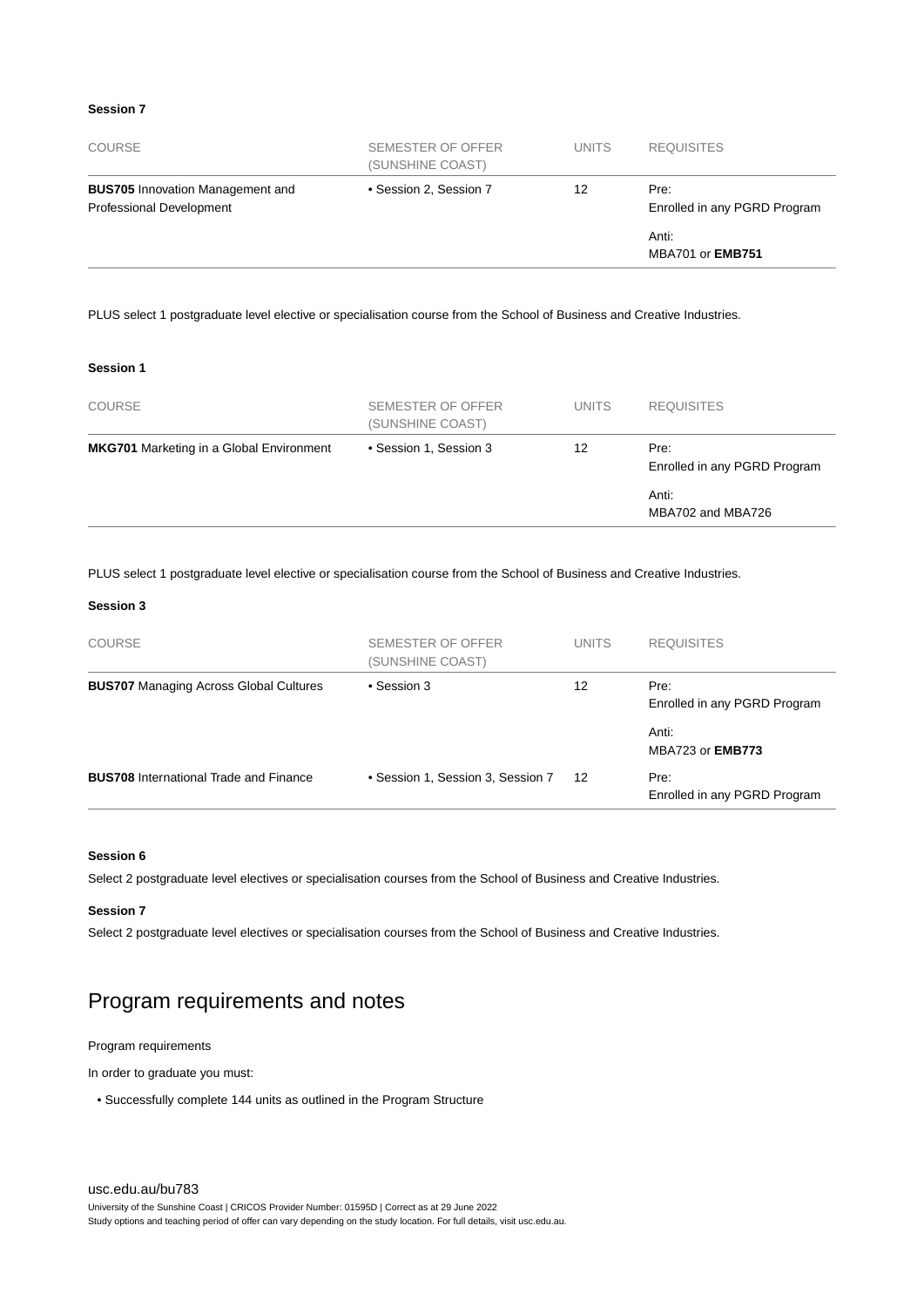#### Session 7

| COURSE | SEMESTER OF OFFER (SUNSHINE COAST) | UNITS | REQUISITES |
|---|---|---|---|
| **BUS705** Innovation Management and Professional Development | • Session 2, Session 7 | 12 | Pre: Enrolled in any PGRD Program<br>Anti: MBA701 or **EMB751** |

PLUS select 1 postgraduate level elective or specialisation course from the School of Business and Creative Industries.

#### Session 1

| COURSE | SEMESTER OF OFFER (SUNSHINE COAST) | UNITS | REQUISITES |
|---|---|---|---|
| **MKG701** Marketing in a Global Environment | • Session 1, Session 3 | 12 | Pre: Enrolled in any PGRD Program<br>Anti: MBA702 and MBA726 |

PLUS select 1 postgraduate level elective or specialisation course from the School of Business and Creative Industries.

#### Session 3

| COURSE | SEMESTER OF OFFER (SUNSHINE COAST) | UNITS | REQUISITES |
|---|---|---|---|
| **BUS707** Managing Across Global Cultures | • Session 3 | 12 | Pre: Enrolled in any PGRD Program<br>Anti: MBA723 or **EMB773** |
| **BUS708** International Trade and Finance | • Session 1, Session 3, Session 7 | 12 | Pre: Enrolled in any PGRD Program |

#### Session 6

Select 2 postgraduate level electives or specialisation courses from the School of Business and Creative Industries.

#### Session 7

Select 2 postgraduate level electives or specialisation courses from the School of Business and Creative Industries.

## Program requirements and notes

Program requirements

In order to graduate you must:

- Successfully complete 144 units as outlined in the Program Structure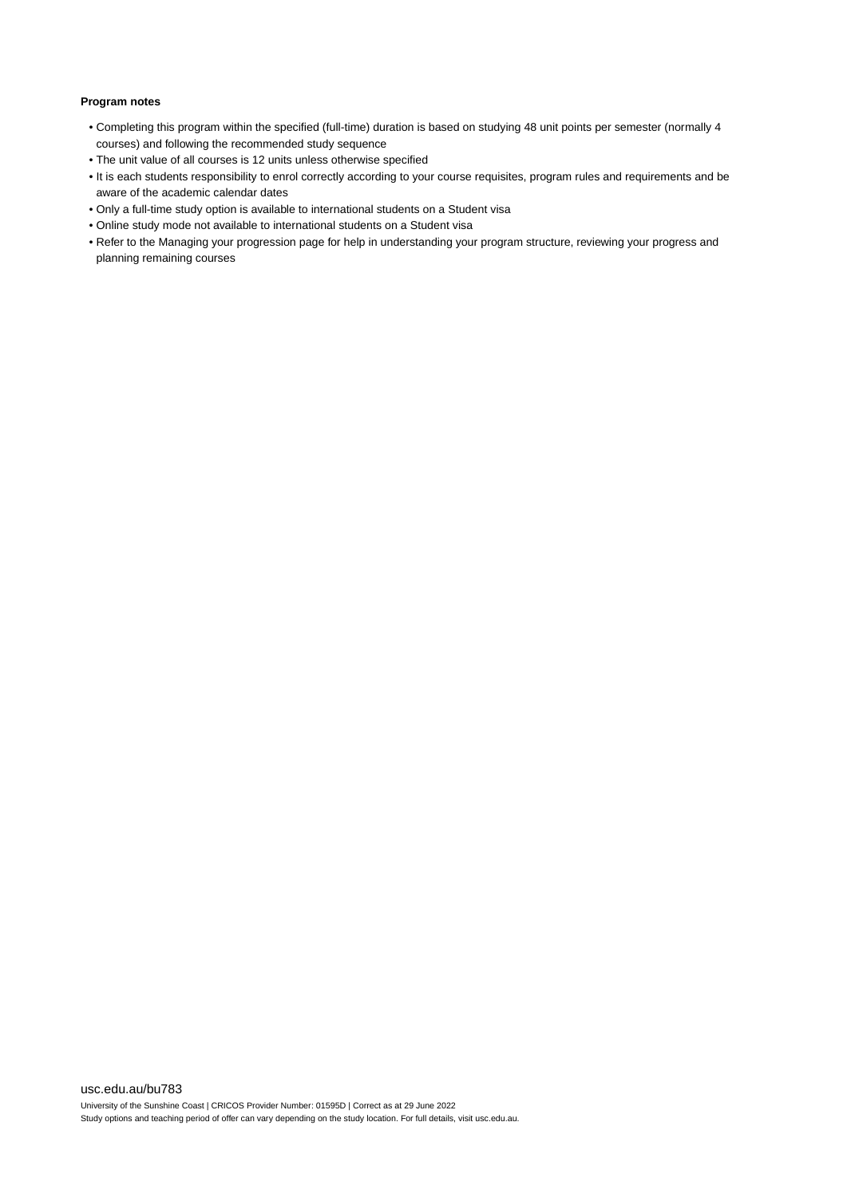**Program notes**

- Completing this program within the specified (full-time) duration is based on studying 48 unit points per semester (normally 4 courses) and following the recommended study sequence
- The unit value of all courses is 12 units unless otherwise specified
- It is each students responsibility to enrol correctly according to your course requisites, program rules and requirements and be aware of the academic calendar dates
- Only a full-time study option is available to international students on a Student visa
- Online study mode not available to international students on a Student visa
- Refer to the Managing your progression page for help in understanding your program structure, reviewing your progress and planning remaining courses